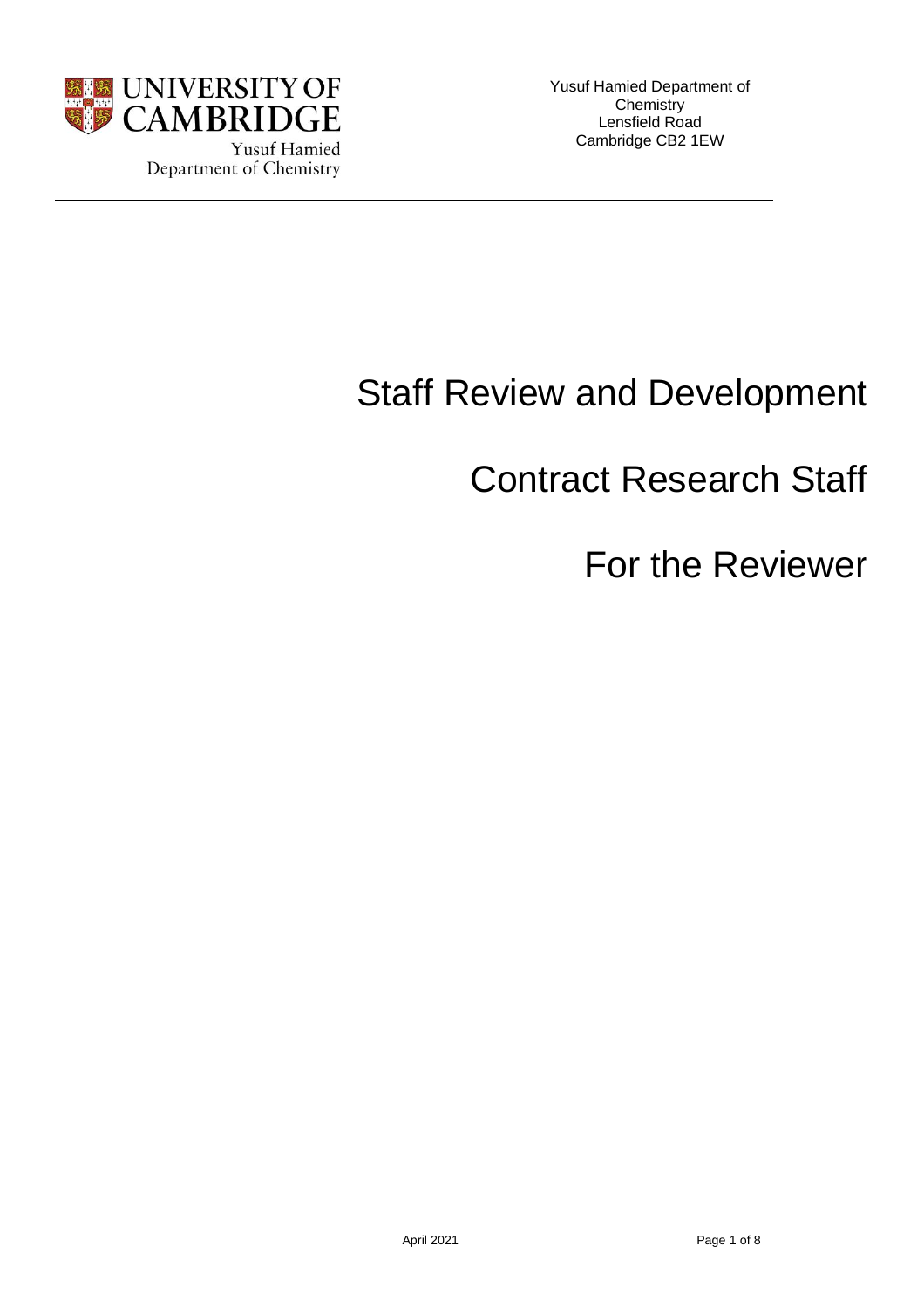UNIVERSITY OF CAMBRIDGE
Yusuf Hamied Department of Chemistry

Yusuf Hamied Department of Chemistry
Lensfield Road
Cambridge CB2 1EW

# Staff Review and Development

# Contract Research Staff

# For the Reviewer

April 2021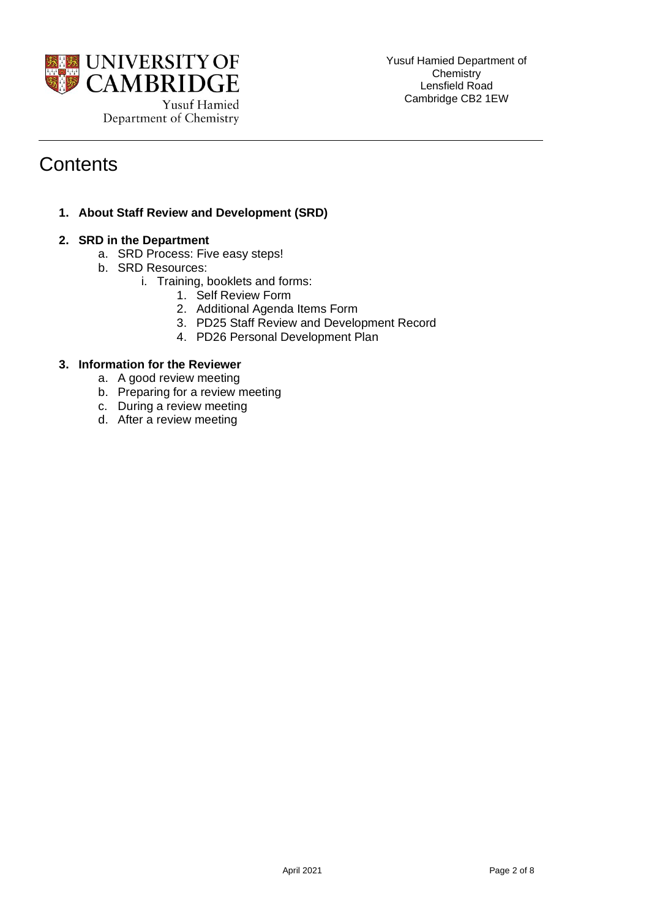# Contents

1. **About Staff Review and Development (SRD)**

2. **SRD in the Department**
   a. SRD Process: Five easy steps!
   b. SRD Resources:
      i. Training, booklets and forms:
         1. Self Review Form
         2. Additional Agenda Items Form
         3. PD25 Staff Review and Development Record
         4. PD26 Personal Development Plan

3. **Information for the Reviewer**
   a. A good review meeting
   b. Preparing for a review meeting
   c. During a review meeting
   d. After a review meeting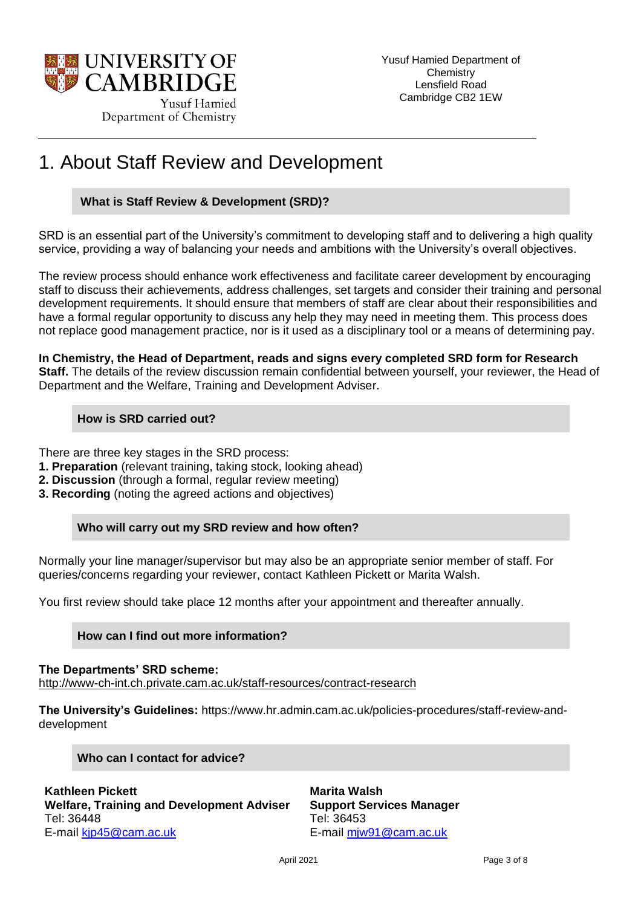Yusuf Hamied Department of Chemistry
Lensfield Road
Cambridge CB2 1EW

# 1. About Staff Review and Development

### What is Staff Review & Development (SRD)?

SRD is an essential part of the University's commitment to developing staff and to delivering a high quality service, providing a way of balancing your needs and ambitions with the University's overall objectives.

The review process should enhance work effectiveness and facilitate career development by encouraging staff to discuss their achievements, address challenges, set targets and consider their training and personal development requirements. It should ensure that members of staff are clear about their responsibilities and have a formal regular opportunity to discuss any help they may need in meeting them. This process does not replace good management practice, nor is it used as a disciplinary tool or a means of determining pay.

**In Chemistry, the Head of Department, reads and signs every completed SRD form for Research Staff.** The details of the review discussion remain confidential between yourself, your reviewer, the Head of Department and the Welfare, Training and Development Adviser.

### How is SRD carried out?

There are three key stages in the SRD process:

1. **Preparation** (relevant training, taking stock, looking ahead)
2. **Discussion** (through a formal, regular review meeting)
3. **Recording** (noting the agreed actions and objectives)

### Who will carry out my SRD review and how often?

Normally your line manager/supervisor but may also be an appropriate senior member of staff. For queries/concerns regarding your reviewer, contact Kathleen Pickett or Marita Walsh.

You first review should take place 12 months after your appointment and thereafter annually.

### How can I find out more information?

**The Departments' SRD scheme:**
http://www-ch-int.ch.private.cam.ac.uk/staff-resources/contract-research

**The University's Guidelines:** https://www.hr.admin.cam.ac.uk/policies-procedures/staff-review-and-development

### Who can I contact for advice?

**Kathleen Pickett**
**Welfare, Training and Development Adviser**
Tel: 36448
E-mail kjp45@cam.ac.uk

**Marita Walsh**
**Support Services Manager**
Tel: 36453
E-mail mjw91@cam.ac.uk

April 2021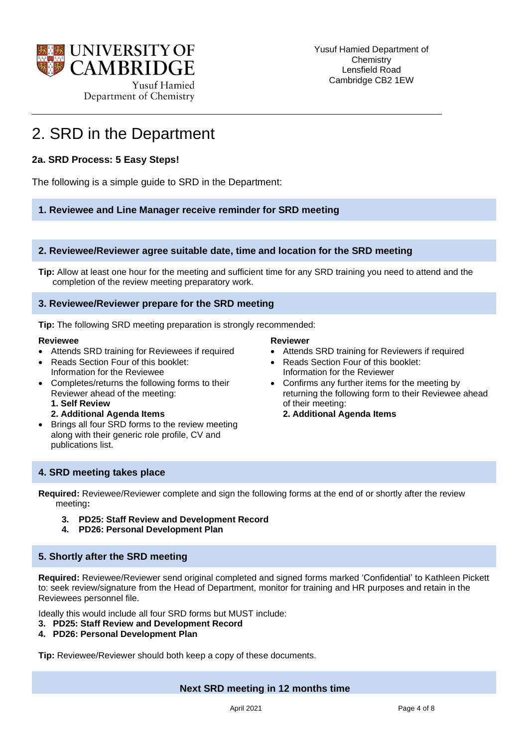# 2. SRD in the Department

### 2a. SRD Process: 5 Easy Steps!

The following is a simple guide to SRD in the Department:

**1. Reviewee and Line Manager receive reminder for SRD meeting**

**2. Reviewee/Reviewer agree suitable date, time and location for the SRD meeting**

**Tip:** Allow at least one hour for the meeting and sufficient time for any SRD training you need to attend and the completion of the review meeting preparatory work.

**3. Reviewee/Reviewer prepare for the SRD meeting**

**Tip:** The following SRD meeting preparation is strongly recommended:

**Reviewee**

- Attends SRD training for Reviewees if required
- Reads Section Four of this booklet: Information for the Reviewee
- Completes/returns the following forms to their Reviewer ahead of the meeting:
  **1. Self Review**
  **2. Additional Agenda Items**
- Brings all four SRD forms to the review meeting along with their generic role profile, CV and publications list.

**Reviewer**

- Attends SRD training for Reviewers if required
- Reads Section Four of this booklet: Information for the Reviewer
- Confirms any further items for the meeting by returning the following form to their Reviewee ahead of their meeting:
  **2. Additional Agenda Items**

**4. SRD meeting takes place**

**Required:** Reviewee/Reviewer complete and sign the following forms at the end of or shortly after the review meeting**:**

3. **PD25: Staff Review and Development Record**
4. **PD26: Personal Development Plan**

**5. Shortly after the SRD meeting**

**Required:** Reviewee/Reviewer send original completed and signed forms marked 'Confidential' to Kathleen Pickett to: seek review/signature from the Head of Department, monitor for training and HR purposes and retain in the Reviewees personnel file.

Ideally this would include all four SRD forms but MUST include:

3. **PD25: Staff Review and Development Record**
4. **PD26: Personal Development Plan**

**Tip:** Reviewee/Reviewer should both keep a copy of these documents.

**Next SRD meeting in 12 months time**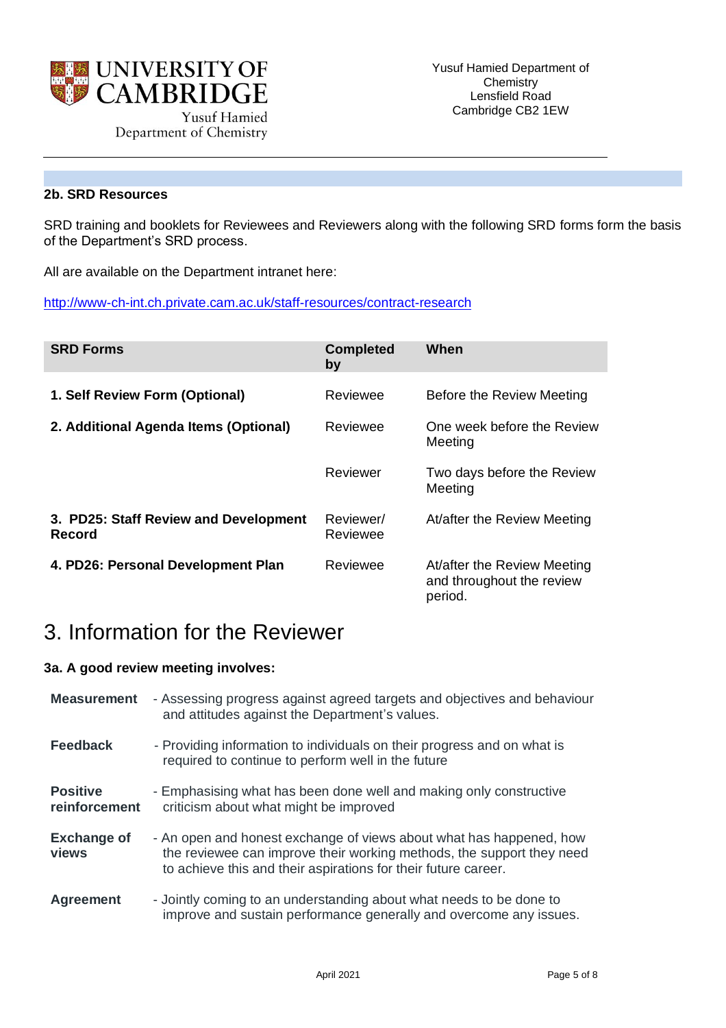### 2b. SRD Resources

SRD training and booklets for Reviewees and Reviewers along with the following SRD forms form the basis of the Department's SRD process.

All are available on the Department intranet here:

http://www-ch-int.ch.private.cam.ac.uk/staff-resources/contract-research

| SRD Forms | Completed by | When |
|---|---|---|
| **1. Self Review Form (Optional)** | Reviewee | Before the Review Meeting |
| **2. Additional Agenda Items (Optional)** | Reviewee | One week before the Review Meeting |
| | Reviewer | Two days before the Review Meeting |
| **3. PD25: Staff Review and Development Record** | Reviewer/ Reviewee | At/after the Review Meeting |
| **4. PD26: Personal Development Plan** | Reviewee | At/after the Review Meeting and throughout the review period. |

# 3. Information for the Reviewer

### 3a. A good review meeting involves:

**Measurement** - Assessing progress against agreed targets and objectives and behaviour and attitudes against the Department's values.

**Feedback** - Providing information to individuals on their progress and on what is required to continue to perform well in the future

**Positive reinforcement** - Emphasising what has been done well and making only constructive criticism about what might be improved

**Exchange of views** - An open and honest exchange of views about what has happened, how the reviewee can improve their working methods, the support they need to achieve this and their aspirations for their future career.

**Agreement** - Jointly coming to an understanding about what needs to be done to improve and sustain performance generally and overcome any issues.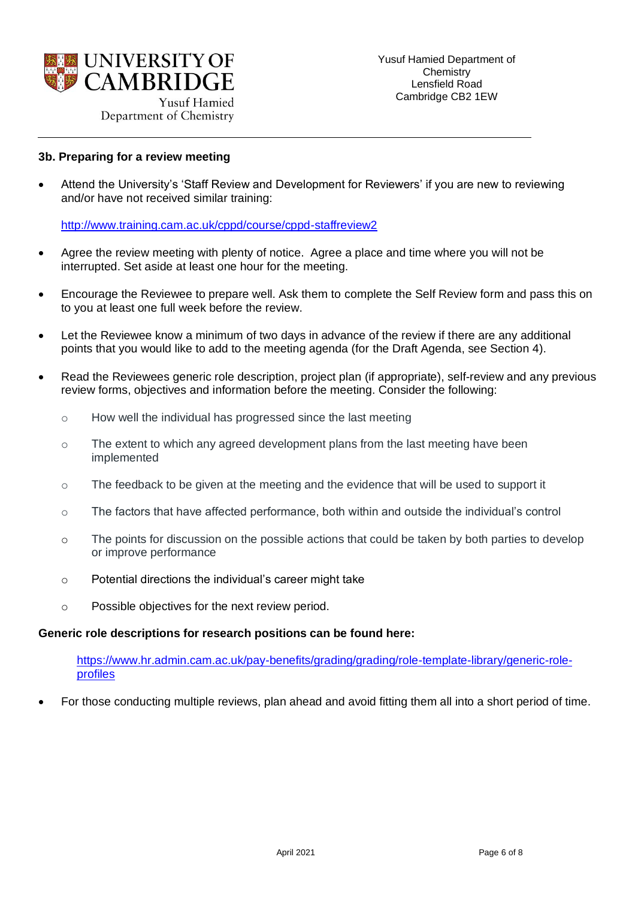### 3b. Preparing for a review meeting

- Attend the University's 'Staff Review and Development for Reviewers' if you are new to reviewing and/or have not received similar training:

  http://www.training.cam.ac.uk/cppd/course/cppd-staffreview2

- Agree the review meeting with plenty of notice. Agree a place and time where you will not be interrupted. Set aside at least one hour for the meeting.

- Encourage the Reviewee to prepare well. Ask them to complete the Self Review form and pass this on to you at least one full week before the review.

- Let the Reviewee know a minimum of two days in advance of the review if there are any additional points that you would like to add to the meeting agenda (for the Draft Agenda, see Section 4).

- Read the Reviewees generic role description, project plan (if appropriate), self-review and any previous review forms, objectives and information before the meeting. Consider the following:
  - How well the individual has progressed since the last meeting
  - The extent to which any agreed development plans from the last meeting have been implemented
  - The feedback to be given at the meeting and the evidence that will be used to support it
  - The factors that have affected performance, both within and outside the individual's control
  - The points for discussion on the possible actions that could be taken by both parties to develop or improve performance
  - Potential directions the individual's career might take
  - Possible objectives for the next review period.

**Generic role descriptions for research positions can be found here:**

https://www.hr.admin.cam.ac.uk/pay-benefits/grading/grading/role-template-library/generic-role-profiles

- For those conducting multiple reviews, plan ahead and avoid fitting them all into a short period of time.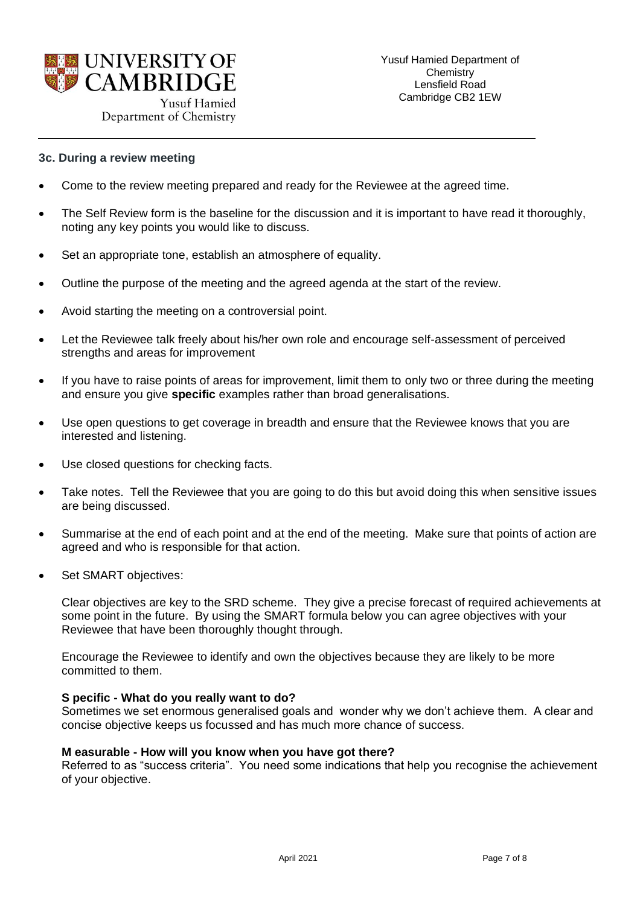### 3c. During a review meeting

- Come to the review meeting prepared and ready for the Reviewee at the agreed time.
- The Self Review form is the baseline for the discussion and it is important to have read it thoroughly, noting any key points you would like to discuss.
- Set an appropriate tone, establish an atmosphere of equality.
- Outline the purpose of the meeting and the agreed agenda at the start of the review.
- Avoid starting the meeting on a controversial point.
- Let the Reviewee talk freely about his/her own role and encourage self-assessment of perceived strengths and areas for improvement
- If you have to raise points of areas for improvement, limit them to only two or three during the meeting and ensure you give **specific** examples rather than broad generalisations.
- Use open questions to get coverage in breadth and ensure that the Reviewee knows that you are interested and listening.
- Use closed questions for checking facts.
- Take notes. Tell the Reviewee that you are going to do this but avoid doing this when sensitive issues are being discussed.
- Summarise at the end of each point and at the end of the meeting. Make sure that points of action are agreed and who is responsible for that action.
- Set SMART objectives:

  Clear objectives are key to the SRD scheme. They give a precise forecast of required achievements at some point in the future. By using the SMART formula below you can agree objectives with your Reviewee that have been thoroughly thought through.

  Encourage the Reviewee to identify and own the objectives because they are likely to be more committed to them.

  **S pecific - What do you really want to do?**
  Sometimes we set enormous generalised goals and wonder why we don't achieve them. A clear and concise objective keeps us focussed and has much more chance of success.

  **M easurable - How will you know when you have got there?**
  Referred to as "success criteria". You need some indications that help you recognise the achievement of your objective.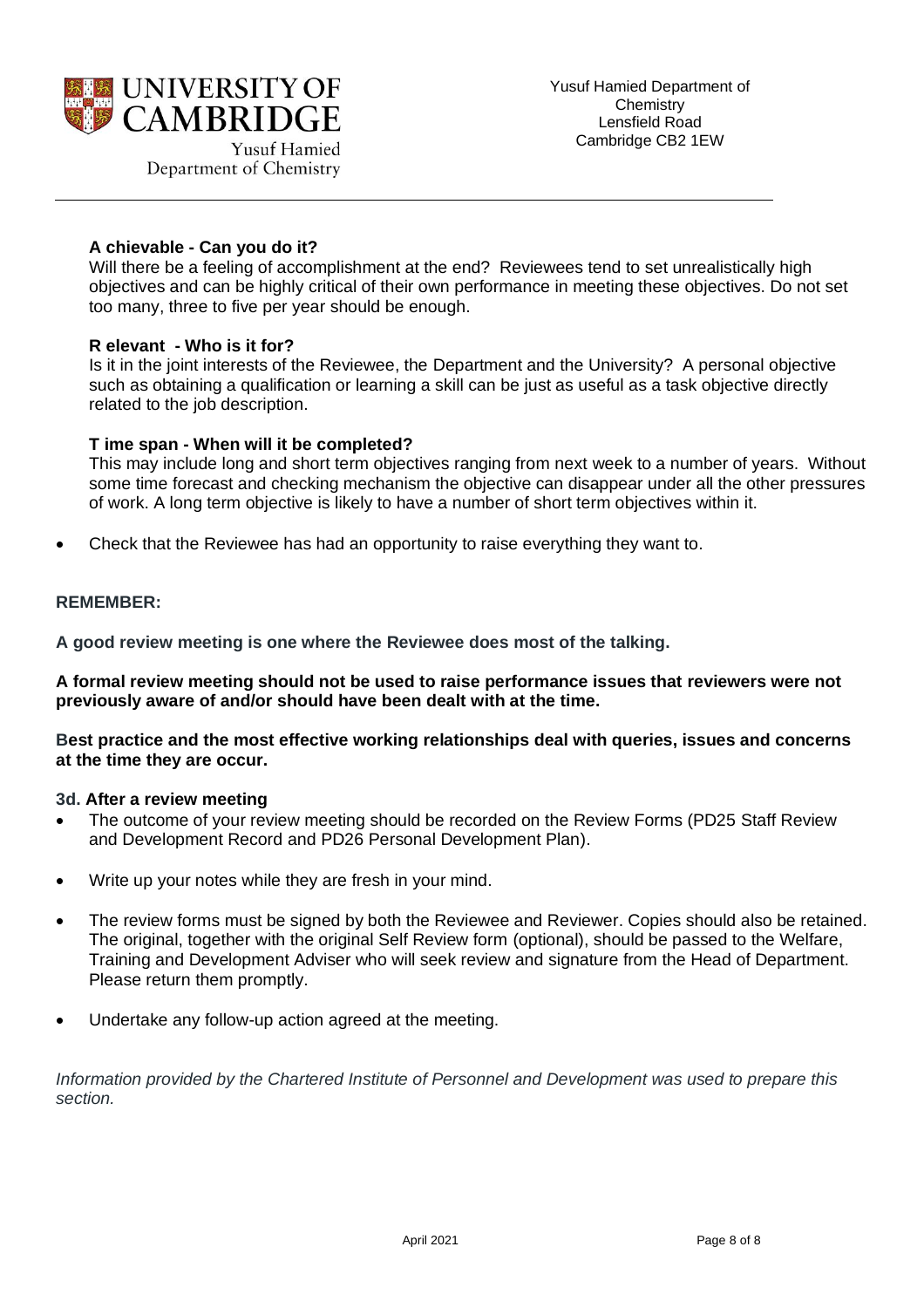**A chievable - Can you do it?**

Will there be a feeling of accomplishment at the end? Reviewees tend to set unrealistically high objectives and can be highly critical of their own performance in meeting these objectives. Do not set too many, three to five per year should be enough.

**R elevant - Who is it for?**

Is it in the joint interests of the Reviewee, the Department and the University? A personal objective such as obtaining a qualification or learning a skill can be just as useful as a task objective directly related to the job description.

**T ime span - When will it be completed?**

This may include long and short term objectives ranging from next week to a number of years. Without some time forecast and checking mechanism the objective can disappear under all the other pressures of work. A long term objective is likely to have a number of short term objectives within it.

- Check that the Reviewee has had an opportunity to raise everything they want to.

**REMEMBER:**

**A good review meeting is one where the Reviewee does most of the talking.**

**A formal review meeting should not be used to raise performance issues that reviewers were not previously aware of and/or should have been dealt with at the time.**

**Best practice and the most effective working relationships deal with queries, issues and concerns at the time they are occur.**

**3d. After a review meeting**

- The outcome of your review meeting should be recorded on the Review Forms (PD25 Staff Review and Development Record and PD26 Personal Development Plan).
- Write up your notes while they are fresh in your mind.
- The review forms must be signed by both the Reviewee and Reviewer. Copies should also be retained. The original, together with the original Self Review form (optional), should be passed to the Welfare, Training and Development Adviser who will seek review and signature from the Head of Department. Please return them promptly.
- Undertake any follow-up action agreed at the meeting.

*Information provided by the Chartered Institute of Personnel and Development was used to prepare this section.*